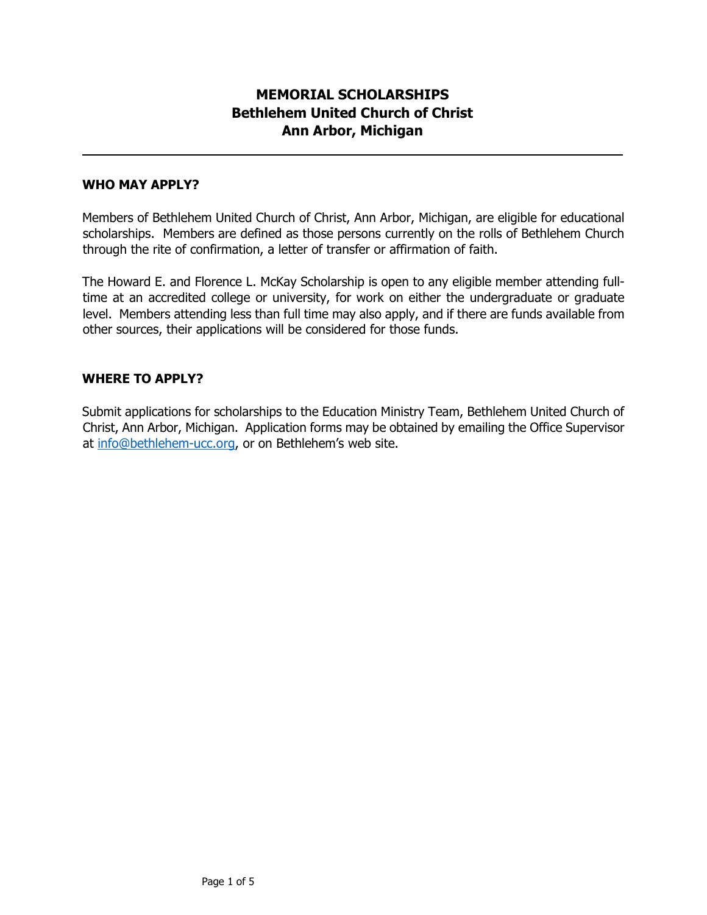# MEMORIAL SCHOLARSHIPS
## Bethlehem United Church of Christ
## Ann Arbor, Michigan

---

### WHO MAY APPLY?

Members of Bethlehem United Church of Christ, Ann Arbor, Michigan, are eligible for educational scholarships. Members are defined as those persons currently on the rolls of Bethlehem Church through the rite of confirmation, a letter of transfer or affirmation of faith.

The Howard E. and Florence L. McKay Scholarship is open to any eligible member attending full-time at an accredited college or university, for work on either the undergraduate or graduate level. Members attending less than full time may also apply, and if there are funds available from other sources, their applications will be considered for those funds.

### WHERE TO APPLY?

Submit applications for scholarships to the Education Ministry Team, Bethlehem United Church of Christ, Ann Arbor, Michigan. Application forms may be obtained by emailing the Office Supervisor at info@bethlehem-ucc.org, or on Bethlehem's web site.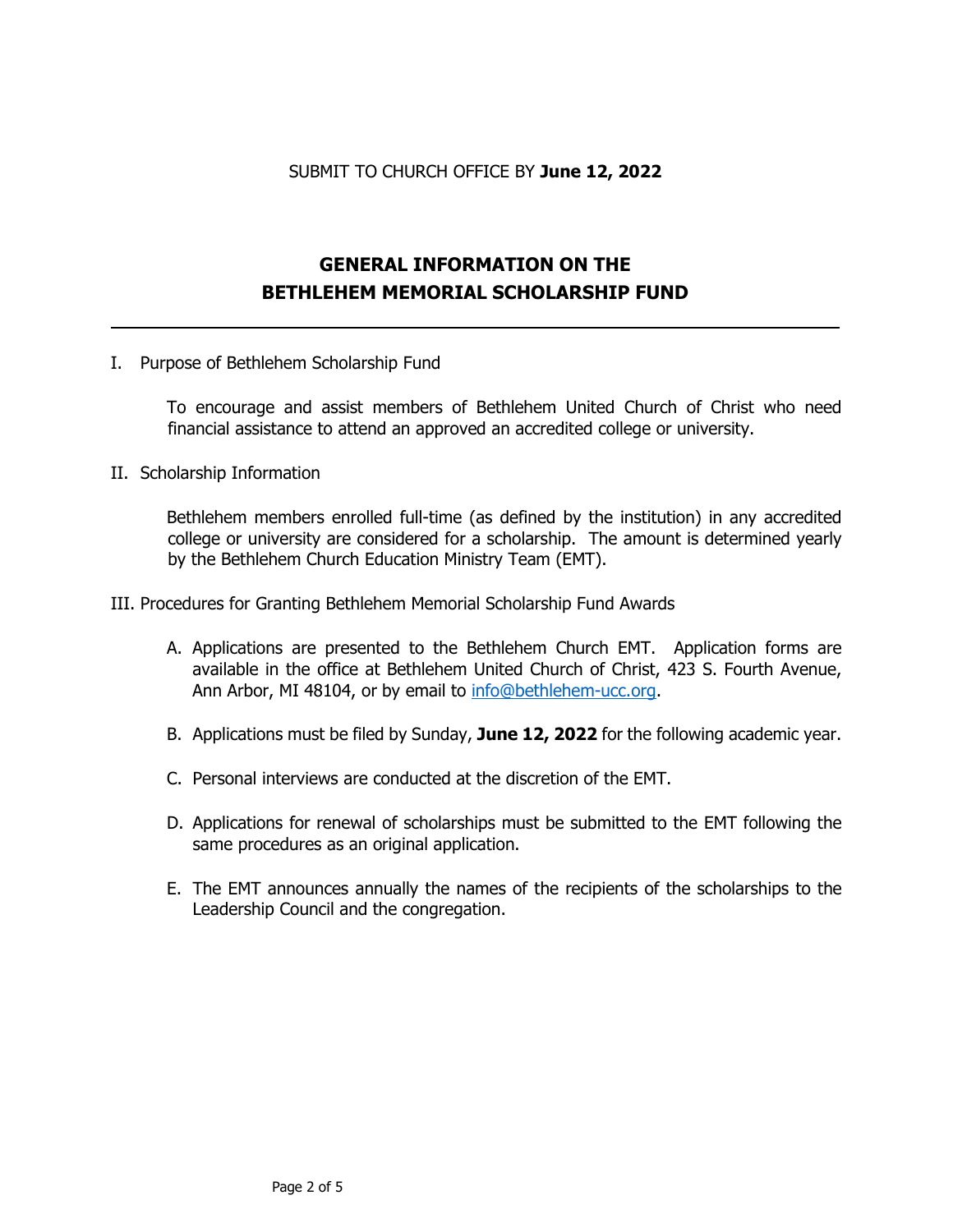SUBMIT TO CHURCH OFFICE BY **June 12, 2022**

# GENERAL INFORMATION ON THE BETHLEHEM MEMORIAL SCHOLARSHIP FUND

---

I. Purpose of Bethlehem Scholarship Fund

To encourage and assist members of Bethlehem United Church of Christ who need financial assistance to attend an approved an accredited college or university.

II. Scholarship Information

Bethlehem members enrolled full-time (as defined by the institution) in any accredited college or university are considered for a scholarship. The amount is determined yearly by the Bethlehem Church Education Ministry Team (EMT).

III. Procedures for Granting Bethlehem Memorial Scholarship Fund Awards

A. Applications are presented to the Bethlehem Church EMT. Application forms are available in the office at Bethlehem United Church of Christ, 423 S. Fourth Avenue, Ann Arbor, MI 48104, or by email to info@bethlehem-ucc.org.

B. Applications must be filed by Sunday, **June 12, 2022** for the following academic year.

C. Personal interviews are conducted at the discretion of the EMT.

D. Applications for renewal of scholarships must be submitted to the EMT following the same procedures as an original application.

E. The EMT announces annually the names of the recipients of the scholarships to the Leadership Council and the congregation.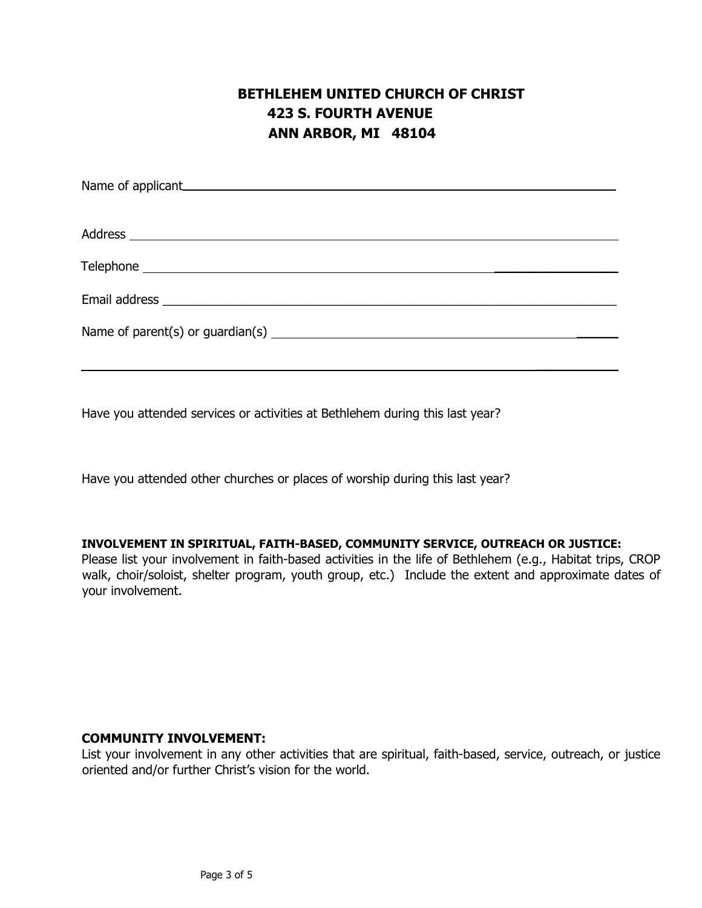# BETHLEHEM UNITED CHURCH OF CHRIST
## 423 S. FOURTH AVENUE
## ANN ARBOR, MI 48104

Name of applicant________________________________________________________________

Address __________________________________________________________________________

Telephone ________________________________________________________________________

Email address ____________________________________________________________________

Name of parent(s) or guardian(s) _________________________________________________

__________________________________________________________________________________

Have you attended services or activities at Bethlehem during this last year?

Have you attended other churches or places of worship during this last year?

**INVOLVEMENT IN SPIRITUAL, FAITH-BASED, COMMUNITY SERVICE, OUTREACH OR JUSTICE:**
Please list your involvement in faith-based activities in the life of Bethlehem (e.g., Habitat trips, CROP walk, choir/soloist, shelter program, youth group, etc.) Include the extent and approximate dates of your involvement.

**COMMUNITY INVOLVEMENT:**
List your involvement in any other activities that are spiritual, faith-based, service, outreach, or justice oriented and/or further Christ's vision for the world.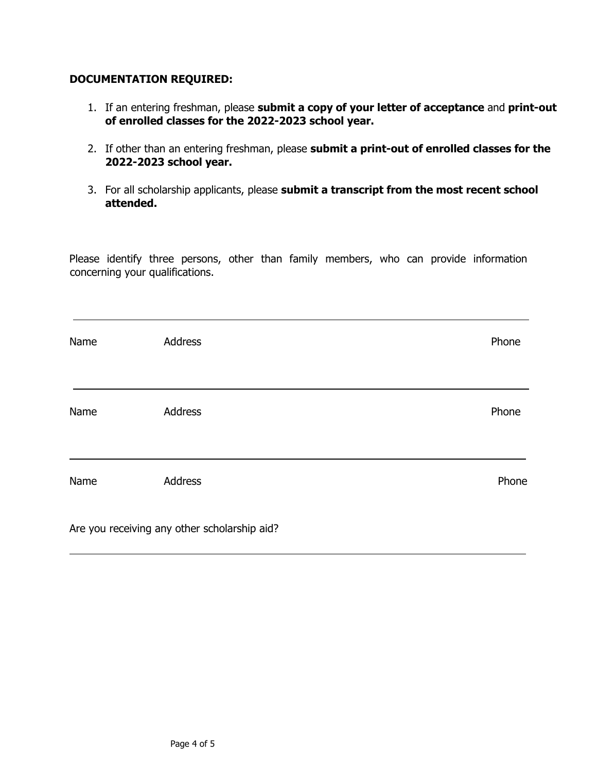**DOCUMENTATION REQUIRED:**

1. If an entering freshman, please **submit a copy of your letter of acceptance** and **print-out of enrolled classes for the 2022-2023 school year.**

2. If other than an entering freshman, please **submit a print-out of enrolled classes for the 2022-2023 school year.**

3. For all scholarship applicants, please **submit a transcript from the most recent school attended.**

Please identify three persons, other than family members, who can provide information concerning your qualifications.

______________________________________________________________________

Name Address Phone

______________________________________________________________________

Name Address Phone

______________________________________________________________________

Name Address Phone

Are you receiving any other scholarship aid?

______________________________________________________________________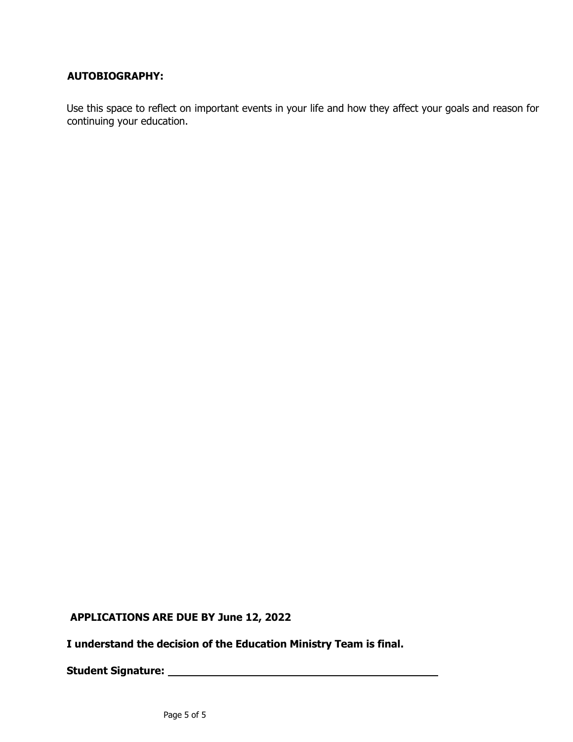**AUTOBIOGRAPHY:**

Use this space to reflect on important events in your life and how they affect your goals and reason for continuing your education.

**APPLICATIONS ARE DUE BY June 12, 2022**

**I understand the decision of the Education Ministry Team is final.**

**Student Signature:** ______________________________________________